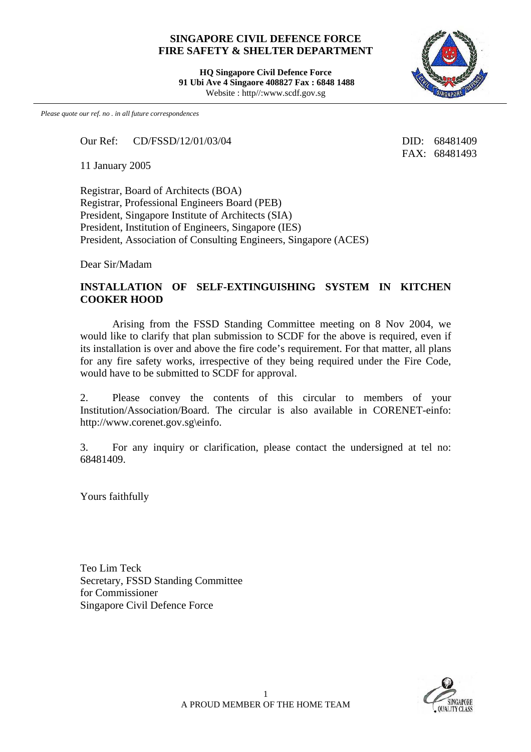**SINGAPORE CIVIL DEFENCE FORCE**
**FIRE SAFETY & SHELTER DEPARTMENT**

**HQ Singapore Civil Defence Force**
**91 Ubi Ave 4 Singaore 408827 Fax : 6848 1488**
Website : http//:www.scdf.gov.sg

*Please quote our ref. no . in all future correspondences*

Our Ref: CD/FSSD/12/01/03/04

DID: 68481409
FAX: 68481493

11 January 2005

Registrar, Board of Architects (BOA)
Registrar, Professional Engineers Board (PEB)
President, Singapore Institute of Architects (SIA)
President, Institution of Engineers, Singapore (IES)
President, Association of Consulting Engineers, Singapore (ACES)

Dear Sir/Madam

**INSTALLATION OF SELF-EXTINGUISHING SYSTEM IN KITCHEN COOKER HOOD**

Arising from the FSSD Standing Committee meeting on 8 Nov 2004, we would like to clarify that plan submission to SCDF for the above is required, even if its installation is over and above the fire code's requirement. For that matter, all plans for any fire safety works, irrespective of they being required under the Fire Code, would have to be submitted to SCDF for approval.

2. Please convey the contents of this circular to members of your Institution/Association/Board. The circular is also available in CORENET-einfo: http://www.corenet.gov.sg\einfo.

3. For any inquiry or clarification, please contact the undersigned at tel no: 68481409.

Yours faithfully

Teo Lim Teck
Secretary, FSSD Standing Committee
for Commissioner
Singapore Civil Defence Force

A PROUD MEMBER OF THE HOME TEAM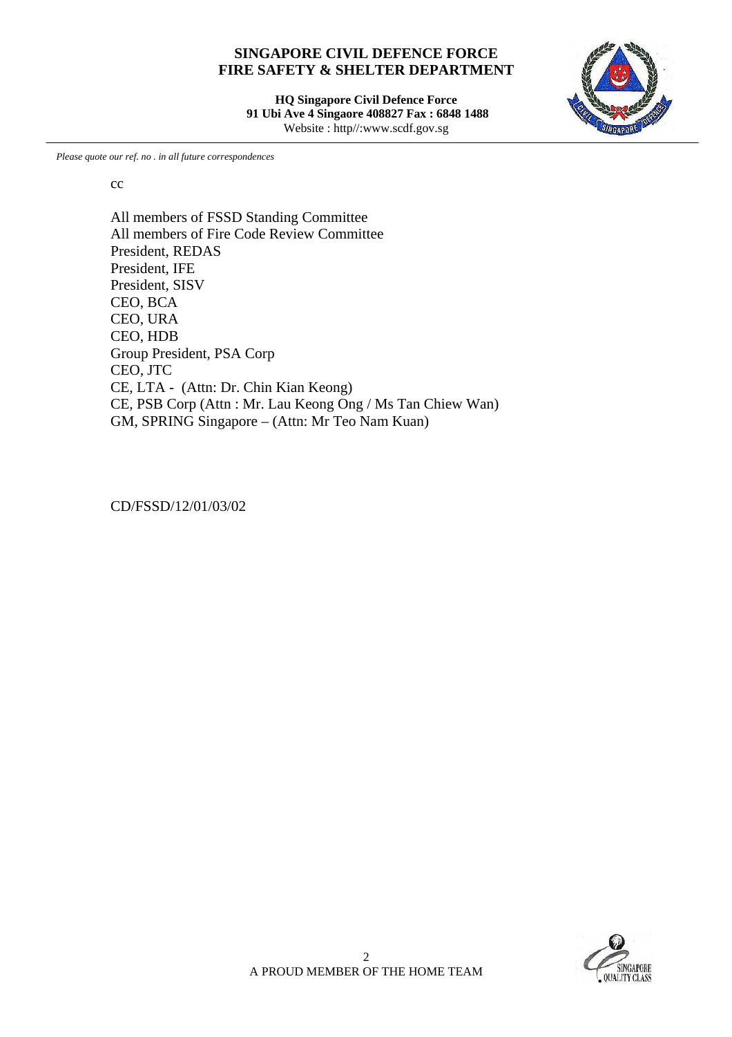**SINGAPORE CIVIL DEFENCE FORCE**
**FIRE SAFETY & SHELTER DEPARTMENT**

**HQ Singapore Civil Defence Force**
**91 Ubi Ave 4 Singaore 408827 Fax : 6848 1488**
Website : http//:www.scdf.gov.sg

*Please quote our ref. no . in all future correspondences*

cc

All members of FSSD Standing Committee
All members of Fire Code Review Committee
President, REDAS
President, IFE
President, SISV
CEO, BCA
CEO, URA
CEO, HDB
Group President, PSA Corp
CEO, JTC
CE, LTA - (Attn: Dr. Chin Kian Keong)
CE, PSB Corp (Attn : Mr. Lau Keong Ong / Ms Tan Chiew Wan)
GM, SPRING Singapore – (Attn: Mr Teo Nam Kuan)

CD/FSSD/12/01/03/02

A PROUD MEMBER OF THE HOME TEAM